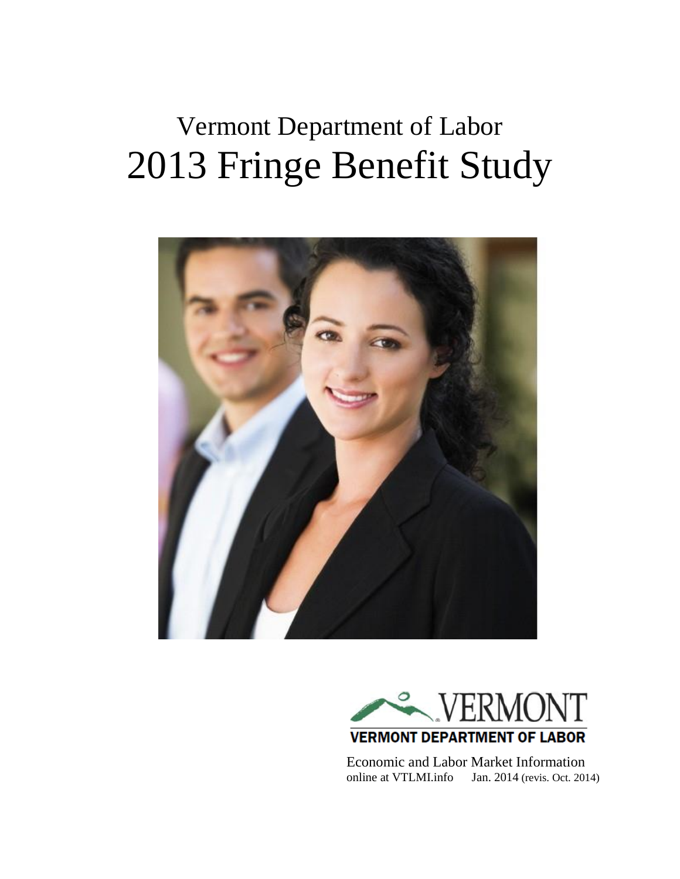# Vermont Department of Labor
# 2013 Fringe Benefit Study

VERMONT

VERMONT DEPARTMENT OF LABOR

Economic and Labor Market Information
online at VTLMI.info    Jan. 2014 (revis. Oct. 2014)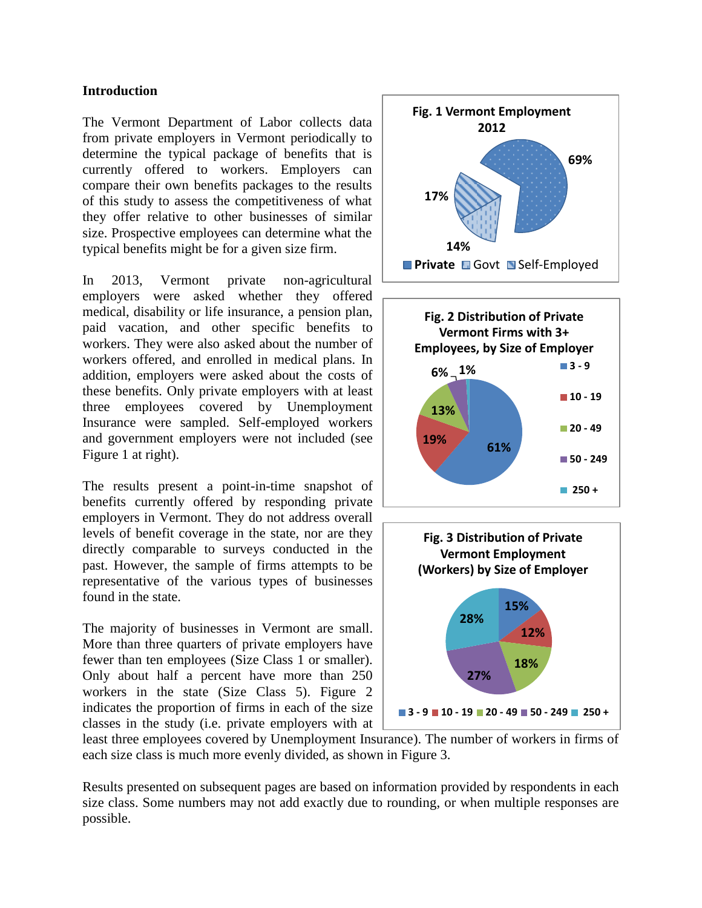## Introduction

The Vermont Department of Labor collects data from private employers in Vermont periodically to determine the typical package of benefits that is currently offered to workers. Employers can compare their own benefits packages to the results of this study to assess the competitiveness of what they offer relative to other businesses of similar size. Prospective employees can determine what the typical benefits might be for a given size firm.

In 2013, Vermont private non-agricultural employers were asked whether they offered medical, disability or life insurance, a pension plan, paid vacation, and other specific benefits to workers. They were also asked about the number of workers offered, and enrolled in medical plans. In addition, employers were asked about the costs of these benefits. Only private employers with at least three employees covered by Unemployment Insurance were sampled. Self-employed workers and government employers were not included (see Figure 1 at right).

The results present a point-in-time snapshot of benefits currently offered by responding private employers in Vermont. They do not address overall levels of benefit coverage in the state, nor are they directly comparable to surveys conducted in the past. However, the sample of firms attempts to be representative of the various types of businesses found in the state.

The majority of businesses in Vermont are small. More than three quarters of private employers have fewer than ten employees (Size Class 1 or smaller). Only about half a percent have more than 250 workers in the state (Size Class 5). Figure 2 indicates the proportion of firms in each of the size classes in the study (i.e. private employers with at least three employees covered by Unemployment Insurance). The number of workers in firms of each size class is much more evenly divided, as shown in Figure 3.

Results presented on subsequent pages are based on information provided by respondents in each size class. Some numbers may not add exactly due to rounding, or when multiple responses are possible.

**Fig. 1 Vermont Employment 2012**

| Category | Share |
|---|---|
| Private | 69% |
| Govt | 14% |
| Self-Employed | 17% |

**Fig. 2 Distribution of Private Vermont Firms with 3+ Employees, by Size of Employer**

| Size of Employer | Share |
|---|---|
| 3 - 9 | 61% |
| 10 - 19 | 19% |
| 20 - 49 | 13% |
| 50 - 249 | 6% |
| 250 + | 1% |

**Fig. 3 Distribution of Private Vermont Employment (Workers) by Size of Employer**

| Size of Employer | Share |
|---|---|
| 3 - 9 | 15% |
| 10 - 19 | 12% |
| 20 - 49 | 18% |
| 50 - 249 | 27% |
| 250 + | 28% |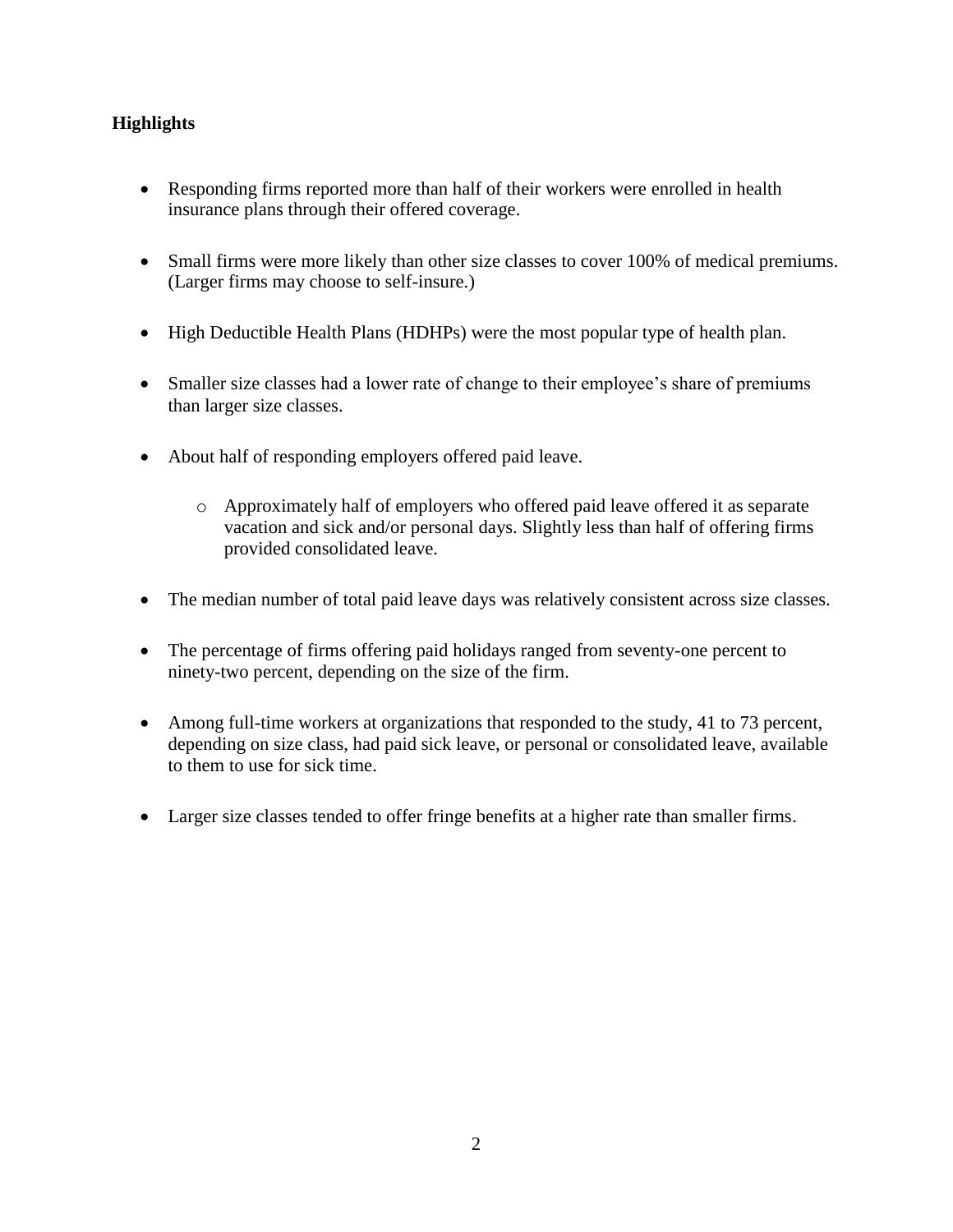**Highlights**

- Responding firms reported more than half of their workers were enrolled in health insurance plans through their offered coverage.
- Small firms were more likely than other size classes to cover 100% of medical premiums. (Larger firms may choose to self-insure.)
- High Deductible Health Plans (HDHPs) were the most popular type of health plan.
- Smaller size classes had a lower rate of change to their employee's share of premiums than larger size classes.
- About half of responding employers offered paid leave.
    - Approximately half of employers who offered paid leave offered it as separate vacation and sick and/or personal days. Slightly less than half of offering firms provided consolidated leave.
- The median number of total paid leave days was relatively consistent across size classes.
- The percentage of firms offering paid holidays ranged from seventy-one percent to ninety-two percent, depending on the size of the firm.
- Among full-time workers at organizations that responded to the study, 41 to 73 percent, depending on size class, had paid sick leave, or personal or consolidated leave, available to them to use for sick time.
- Larger size classes tended to offer fringe benefits at a higher rate than smaller firms.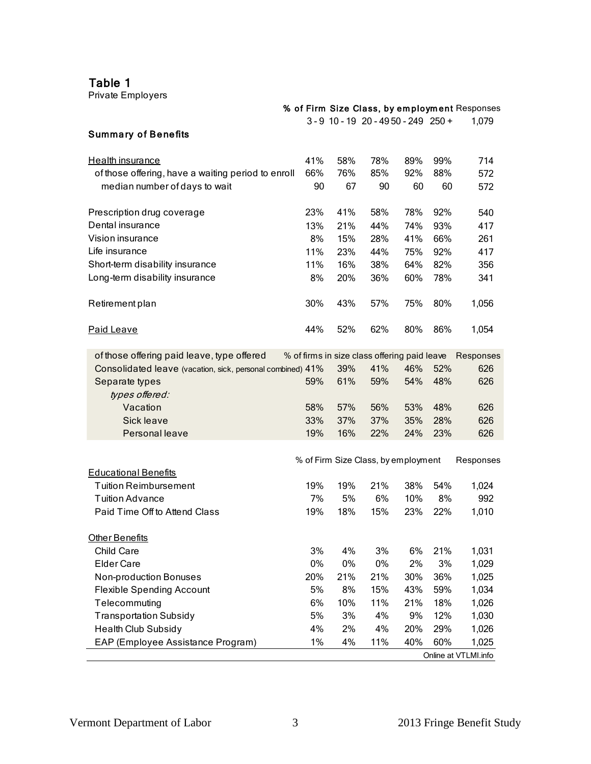## Table 1

Private Employers

| | % of Firm Size Class, by employment | | | | | Responses |
|---|---|---|---|---|---|---|
| | 3 - 9 | 10 - 19 | 20 - 49 | 50 - 249 | 250 + | 1,079 |
| **Summary of Benefits** | | | | | | |
| Health insurance | 41% | 58% | 78% | 89% | 99% | 714 |
| of those offering, have a waiting period to enroll | 66% | 76% | 85% | 92% | 88% | 572 |
| median number of days to wait | 90 | 67 | 90 | 60 | 60 | 572 |
| Prescription drug coverage | 23% | 41% | 58% | 78% | 92% | 540 |
| Dental insurance | 13% | 21% | 44% | 74% | 93% | 417 |
| Vision insurance | 8% | 15% | 28% | 41% | 66% | 261 |
| Life insurance | 11% | 23% | 44% | 75% | 92% | 417 |
| Short-term disability insurance | 11% | 16% | 38% | 64% | 82% | 356 |
| Long-term disability insurance | 8% | 20% | 36% | 60% | 78% | 341 |
| Retirement plan | 30% | 43% | 57% | 75% | 80% | 1,056 |
| Paid Leave | 44% | 52% | 62% | 80% | 86% | 1,054 |
| of those offering paid leave, type offered | % of firms in size class offering paid leave | | | | | Responses |
| Consolidated leave (vacation, sick, personal combined) | 41% | 39% | 41% | 46% | 52% | 626 |
| Separate types | 59% | 61% | 59% | 54% | 48% | 626 |
| *types offered:* | | | | | | |
| Vacation | 58% | 57% | 56% | 53% | 48% | 626 |
| Sick leave | 33% | 37% | 37% | 35% | 28% | 626 |
| Personal leave | 19% | 16% | 22% | 24% | 23% | 626 |
| | % of Firm Size Class, by employment | | | | | Responses |
| Educational Benefits | | | | | | |
| Tuition Reimbursement | 19% | 19% | 21% | 38% | 54% | 1,024 |
| Tuition Advance | 7% | 5% | 6% | 10% | 8% | 992 |
| Paid Time Off to Attend Class | 19% | 18% | 15% | 23% | 22% | 1,010 |
| Other Benefits | | | | | | |
| Child Care | 3% | 4% | 3% | 6% | 21% | 1,031 |
| Elder Care | 0% | 0% | 0% | 2% | 3% | 1,029 |
| Non-production Bonuses | 20% | 21% | 21% | 30% | 36% | 1,025 |
| Flexible Spending Account | 5% | 8% | 15% | 43% | 59% | 1,034 |
| Telecommuting | 6% | 10% | 11% | 21% | 18% | 1,026 |
| Transportation Subsidy | 5% | 3% | 4% | 9% | 12% | 1,030 |
| Health Club Subsidy | 4% | 2% | 4% | 20% | 29% | 1,026 |
| EAP (Employee Assistance Program) | 1% | 4% | 11% | 40% | 60% | 1,025 |

Online at VTLMI.info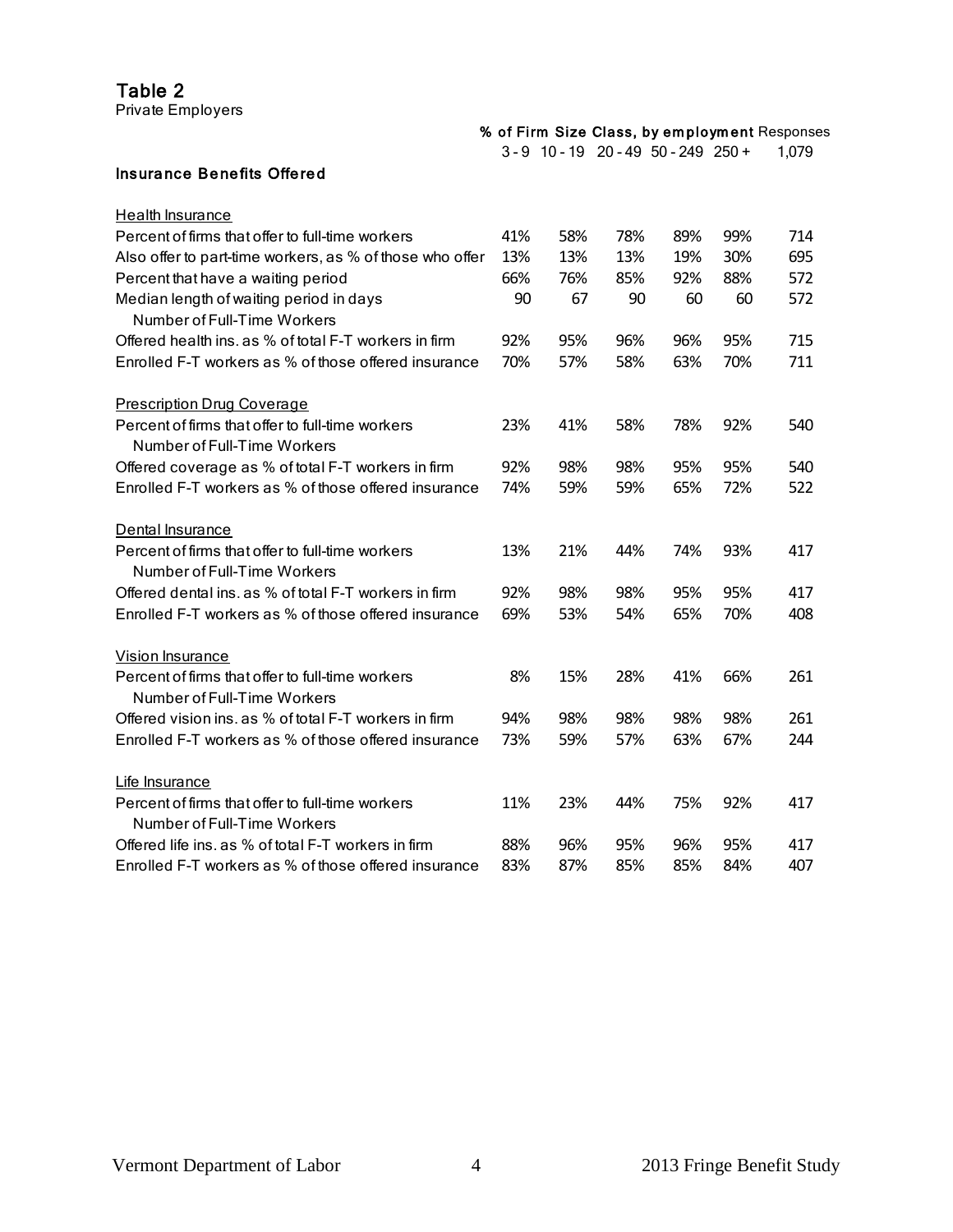## Table 2

Private Employers

| | % of Firm Size Class, by employment | | | | | Responses |
|---|---|---|---|---|---|---|
| | 3 - 9 | 10 - 19 | 20 - 49 | 50 - 249 | 250 + | 1,079 |
| **Insurance Benefits Offered** | | | | | | |
| Health Insurance | | | | | | |
| Percent of firms that offer to full-time workers | 41% | 58% | 78% | 89% | 99% | 714 |
| Also offer to part-time workers, as % of those who offer | 13% | 13% | 13% | 19% | 30% | 695 |
| Percent that have a waiting period | 66% | 76% | 85% | 92% | 88% | 572 |
| Median length of waiting period in days | 90 | 67 | 90 | 60 | 60 | 572 |
| Number of Full-Time Workers | | | | | | |
| Offered health ins. as % of total F-T workers in firm | 92% | 95% | 96% | 96% | 95% | 715 |
| Enrolled F-T workers as % of those offered insurance | 70% | 57% | 58% | 63% | 70% | 711 |
| Prescription Drug Coverage | | | | | | |
| Percent of firms that offer to full-time workers | 23% | 41% | 58% | 78% | 92% | 540 |
| Number of Full-Time Workers | | | | | | |
| Offered coverage as % of total F-T workers in firm | 92% | 98% | 98% | 95% | 95% | 540 |
| Enrolled F-T workers as % of those offered insurance | 74% | 59% | 59% | 65% | 72% | 522 |
| Dental Insurance | | | | | | |
| Percent of firms that offer to full-time workers | 13% | 21% | 44% | 74% | 93% | 417 |
| Number of Full-Time Workers | | | | | | |
| Offered dental ins. as % of total F-T workers in firm | 92% | 98% | 98% | 95% | 95% | 417 |
| Enrolled F-T workers as % of those offered insurance | 69% | 53% | 54% | 65% | 70% | 408 |
| Vision Insurance | | | | | | |
| Percent of firms that offer to full-time workers | 8% | 15% | 28% | 41% | 66% | 261 |
| Number of Full-Time Workers | | | | | | |
| Offered vision ins. as % of total F-T workers in firm | 94% | 98% | 98% | 98% | 98% | 261 |
| Enrolled F-T workers as % of those offered insurance | 73% | 59% | 57% | 63% | 67% | 244 |
| Life Insurance | | | | | | |
| Percent of firms that offer to full-time workers | 11% | 23% | 44% | 75% | 92% | 417 |
| Number of Full-Time Workers | | | | | | |
| Offered life ins. as % of total F-T workers in firm | 88% | 96% | 95% | 96% | 95% | 417 |
| Enrolled F-T workers as % of those offered insurance | 83% | 87% | 85% | 85% | 84% | 407 |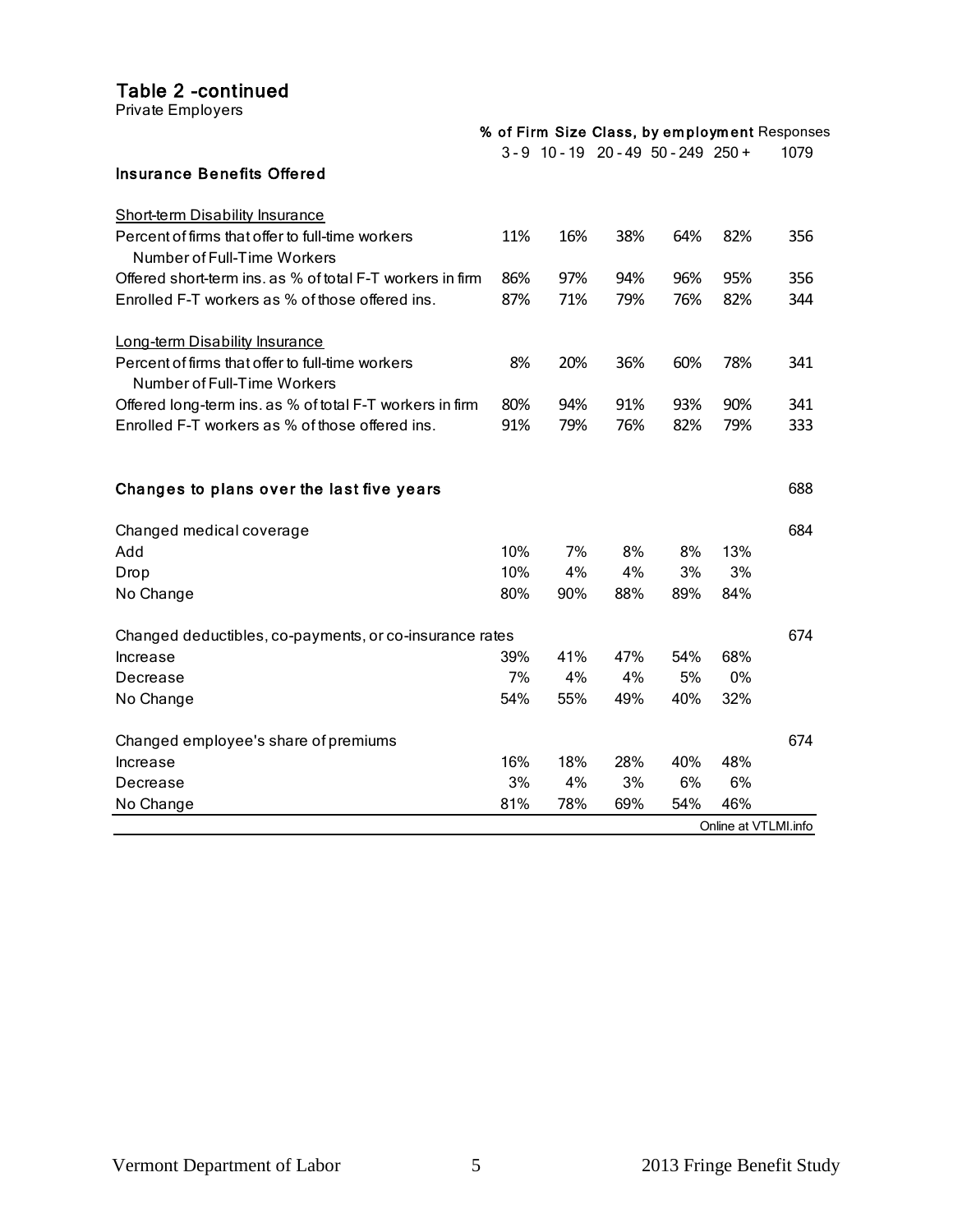## Table 2 -continued

Private Employers

| | % of Firm Size Class, by employment | | | | | Responses |
|---|---|---|---|---|---|---|
| | 3 - 9 | 10 - 19 | 20 - 49 | 50 - 249 | 250 + | 1079 |
| **Insurance Benefits Offered** | | | | | | |
| Short-term Disability Insurance | | | | | | |
| Percent of firms that offer to full-time workers | 11% | 16% | 38% | 64% | 82% | 356 |
| Number of Full-Time Workers | | | | | | |
| Offered short-term ins. as % of total F-T workers in firm | 86% | 97% | 94% | 96% | 95% | 356 |
| Enrolled F-T workers as % of those offered ins. | 87% | 71% | 79% | 76% | 82% | 344 |
| Long-term Disability Insurance | | | | | | |
| Percent of firms that offer to full-time workers | 8% | 20% | 36% | 60% | 78% | 341 |
| Number of Full-Time Workers | | | | | | |
| Offered long-term ins. as % of total F-T workers in firm | 80% | 94% | 91% | 93% | 90% | 341 |
| Enrolled F-T workers as % of those offered ins. | 91% | 79% | 76% | 82% | 79% | 333 |
| **Changes to plans over the last five years** | | | | | | 688 |
| Changed medical coverage | | | | | | 684 |
| Add | 10% | 7% | 8% | 8% | 13% | |
| Drop | 10% | 4% | 4% | 3% | 3% | |
| No Change | 80% | 90% | 88% | 89% | 84% | |
| Changed deductibles, co-payments, or co-insurance rates | | | | | | 674 |
| Increase | 39% | 41% | 47% | 54% | 68% | |
| Decrease | 7% | 4% | 4% | 5% | 0% | |
| No Change | 54% | 55% | 49% | 40% | 32% | |
| Changed employee's share of premiums | | | | | | 674 |
| Increase | 16% | 18% | 28% | 40% | 48% | |
| Decrease | 3% | 4% | 3% | 6% | 6% | |
| No Change | 81% | 78% | 69% | 54% | 46% | |

Online at VTLMI.info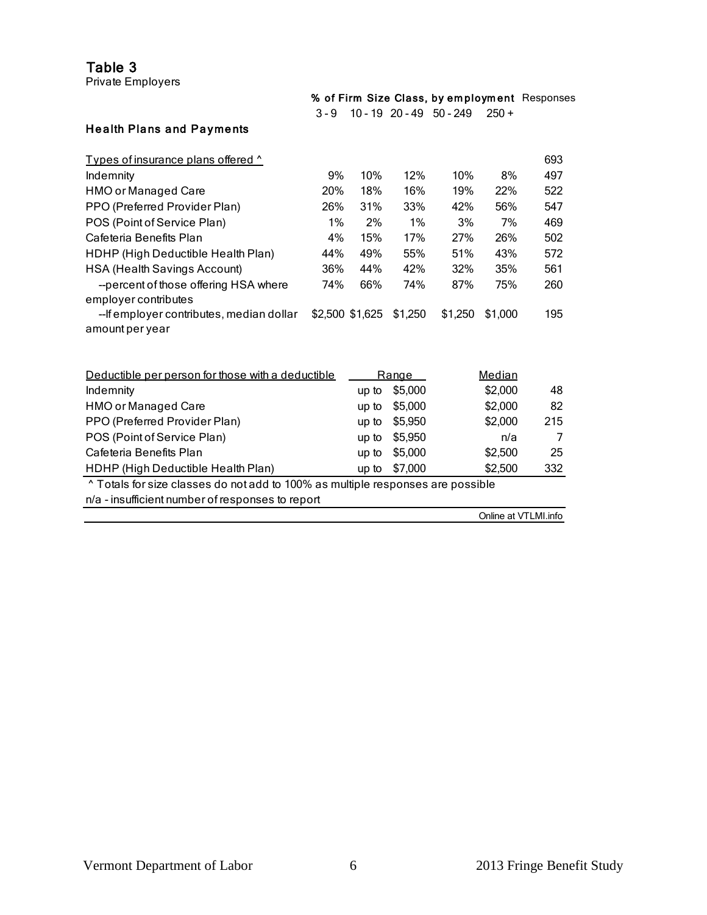## Table 3

Private Employers

| Health Plans and Payments | % of Firm Size Class, by employment | | | | | Responses |
|---|---|---|---|---|---|---|
| | 3 - 9 | 10 - 19 | 20 - 49 | 50 - 249 | 250 + | |
| Types of insurance plans offered ^ | | | | | | 693 |
| Indemnity | 9% | 10% | 12% | 10% | 8% | 497 |
| HMO or Managed Care | 20% | 18% | 16% | 19% | 22% | 522 |
| PPO (Preferred Provider Plan) | 26% | 31% | 33% | 42% | 56% | 547 |
| POS (Point of Service Plan) | 1% | 2% | 1% | 3% | 7% | 469 |
| Cafeteria Benefits Plan | 4% | 15% | 17% | 27% | 26% | 502 |
| HDHP (High Deductible Health Plan) | 44% | 49% | 55% | 51% | 43% | 572 |
| HSA (Health Savings Account) | 36% | 44% | 42% | 32% | 35% | 561 |
| --percent of those offering HSA where employer contributes | 74% | 66% | 74% | 87% | 75% | 260 |
| --If employer contributes, median dollar amount per year | $2,500 | $1,625 | $1,250 | $1,250 | $1,000 | 195 |

| Deductible per person for those with a deductible | Range | Median | Responses |
|---|---|---|---|
| Indemnity | up to $5,000 | $2,000 | 48 |
| HMO or Managed Care | up to $5,000 | $2,000 | 82 |
| PPO (Preferred Provider Plan) | up to $5,950 | $2,000 | 215 |
| POS (Point of Service Plan) | up to $5,950 | n/a | 7 |
| Cafeteria Benefits Plan | up to $5,000 | $2,500 | 25 |
| HDHP (High Deductible Health Plan) | up to $7,000 | $2,500 | 332 |

^ Totals for size classes do not add to 100% as multiple responses are possible

n/a - insufficient number of responses to report

Online at VTLMI.info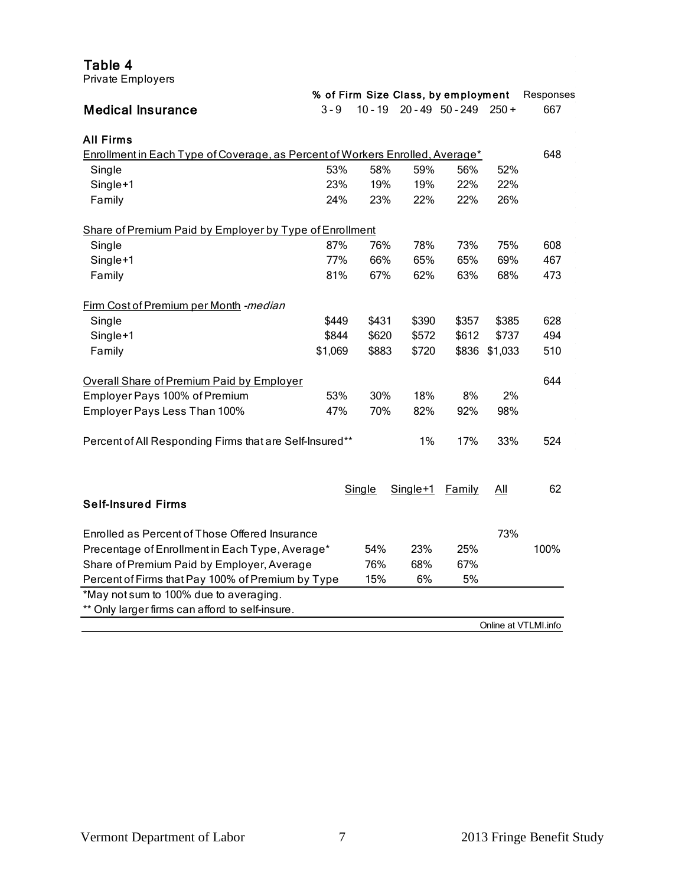## Table 4

Private Employers

| Medical Insurance | % of Firm Size Class, by employment | | | | | Responses |
|---|---|---|---|---|---|---|
| | 3 - 9 | 10 - 19 | 20 - 49 | 50 - 249 | 250 + | 667 |
| **All Firms** | | | | | | |
| Enrollment in Each Type of Coverage, as Percent of Workers Enrolled, Average* | | | | | | 648 |
| Single | 53% | 58% | 59% | 56% | 52% | |
| Single+1 | 23% | 19% | 19% | 22% | 22% | |
| Family | 24% | 23% | 22% | 22% | 26% | |
| Share of Premium Paid by Employer by Type of Enrollment | | | | | | |
| Single | 87% | 76% | 78% | 73% | 75% | 608 |
| Single+1 | 77% | 66% | 65% | 65% | 69% | 467 |
| Family | 81% | 67% | 62% | 63% | 68% | 473 |
| Firm Cost of Premium per Month *-median* | | | | | | |
| Single | $449 | $431 | $390 | $357 | $385 | 628 |
| Single+1 | $844 | $620 | $572 | $612 | $737 | 494 |
| Family | $1,069 | $883 | $720 | $836 | $1,033 | 510 |
| Overall Share of Premium Paid by Employer | | | | | | 644 |
| Employer Pays 100% of Premium | 53% | 30% | 18% | 8% | 2% | |
| Employer Pays Less Than 100% | 47% | 70% | 82% | 92% | 98% | |
| Percent of All Responding Firms that are Self-Insured** | | | 1% | 17% | 33% | 524 |

| Self-Insured Firms | Single | Single+1 | Family | All | 62 |
|---|---|---|---|---|---|
| Enrolled as Percent of Those Offered Insurance | | | | 73% | |
| Precentage of Enrollment in Each Type, Average* | 54% | 23% | 25% | | 100% |
| Share of Premium Paid by Employer, Average | 76% | 68% | 67% | | |
| Percent of Firms that Pay 100% of Premium by Type | 15% | 6% | 5% | | |

*May not sum to 100% due to averaging.

** Only larger firms can afford to self-insure.

Online at VTLMI.info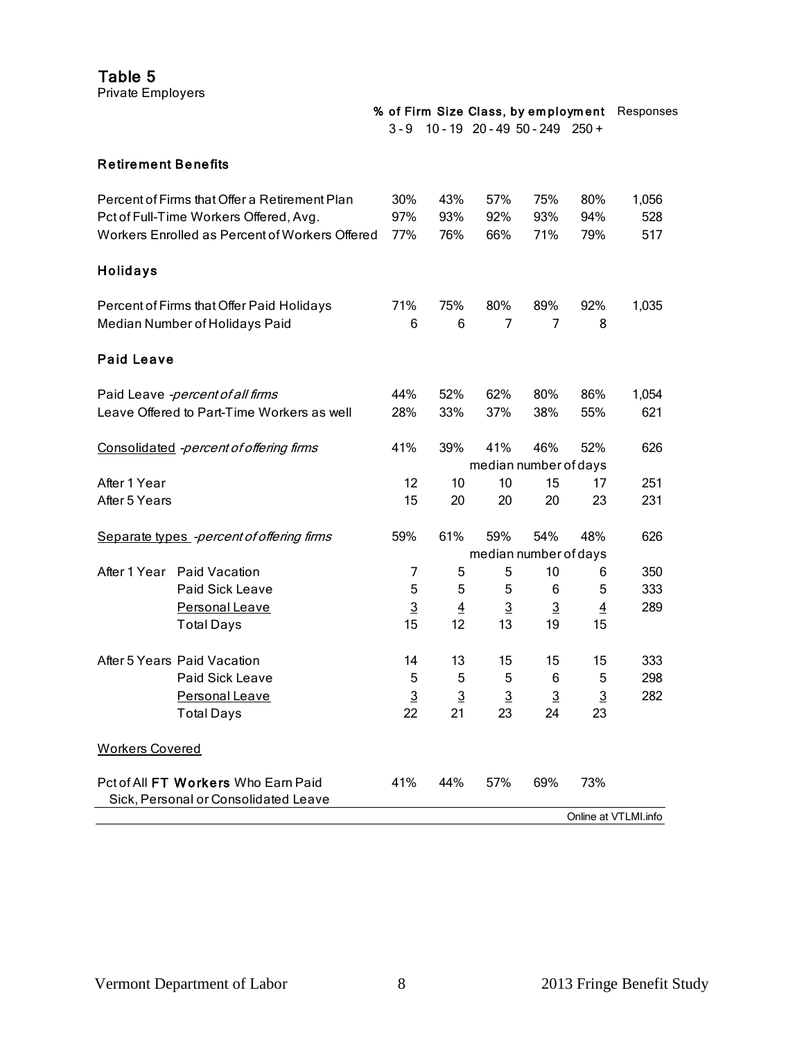## Table 5

Private Employers

| | % of Firm Size Class, by employment | | | | | Responses |
|---|---|---|---|---|---|---|
| | 3 - 9 | 10 - 19 | 20 - 49 | 50 - 249 | 250 + | |
| **Retirement Benefits** | | | | | | |
| Percent of Firms that Offer a Retirement Plan | 30% | 43% | 57% | 75% | 80% | 1,056 |
| Pct of Full-Time Workers Offered, Avg. | 97% | 93% | 92% | 93% | 94% | 528 |
| Workers Enrolled as Percent of Workers Offered | 77% | 76% | 66% | 71% | 79% | 517 |
| **Holidays** | | | | | | |
| Percent of Firms that Offer Paid Holidays | 71% | 75% | 80% | 89% | 92% | 1,035 |
| Median Number of Holidays Paid | 6 | 6 | 7 | 7 | 8 | |
| **Paid Leave** | | | | | | |
| Paid Leave *-percent of all firms* | 44% | 52% | 62% | 80% | 86% | 1,054 |
| Leave Offered to Part-Time Workers as well | 28% | 33% | 37% | 38% | 55% | 621 |
| <u>Consolidated</u> *-percent of offering firms* | 41% | 39% | 41% | 46% | 52% | 626 |
| | median number of days | | | | | |
| After 1 Year | 12 | 10 | 10 | 15 | 17 | 251 |
| After 5 Years | 15 | 20 | 20 | 20 | 23 | 231 |
| <u>Separate types</u> *-percent of offering firms* | 59% | 61% | 59% | 54% | 48% | 626 |
| | median number of days | | | | | |
| After 1 Year — Paid Vacation | 7 | 5 | 5 | 10 | 6 | 350 |
| Paid Sick Leave | 5 | 5 | 5 | 6 | 5 | 333 |
| <u>Personal Leave</u> | <u>3</u> | <u>4</u> | <u>3</u> | <u>3</u> | <u>4</u> | 289 |
| Total Days | 15 | 12 | 13 | 19 | 15 | |
| After 5 Years — Paid Vacation | 14 | 13 | 15 | 15 | 15 | 333 |
| Paid Sick Leave | 5 | 5 | 5 | 6 | 5 | 298 |
| <u>Personal Leave</u> | <u>3</u> | <u>3</u> | <u>3</u> | <u>3</u> | <u>3</u> | 282 |
| Total Days | 22 | 21 | 23 | 24 | 23 | |
| <u>Workers Covered</u> | | | | | | |
| Pct of All **FT Workers** Who Earn Paid Sick, Personal or Consolidated Leave | 41% | 44% | 57% | 69% | 73% | |

Online at VTLMI.info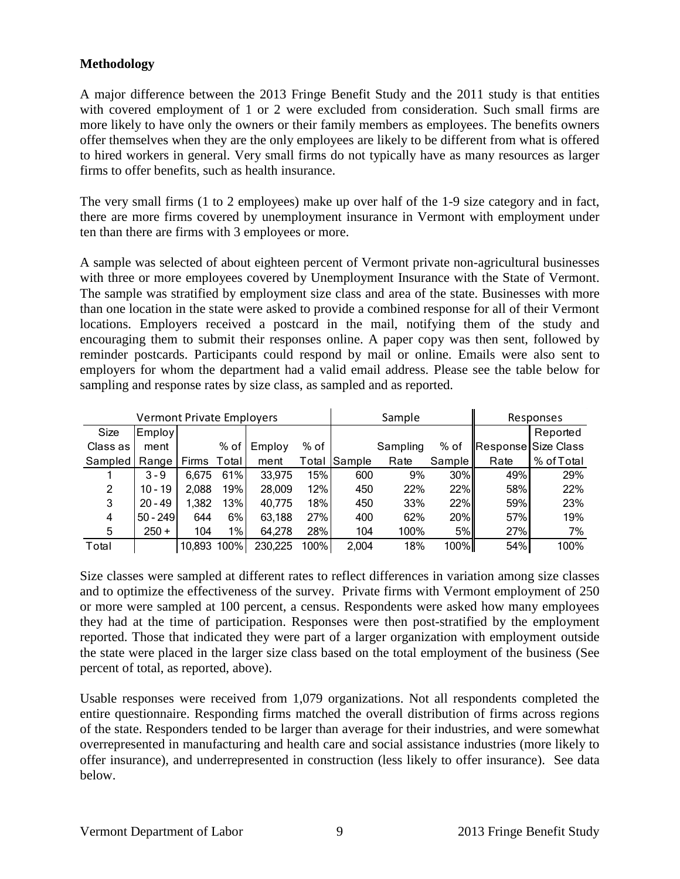**Methodology**

A major difference between the 2013 Fringe Benefit Study and the 2011 study is that entities with covered employment of 1 or 2 were excluded from consideration. Such small firms are more likely to have only the owners or their family members as employees. The benefits owners offer themselves when they are the only employees are likely to be different from what is offered to hired workers in general. Very small firms do not typically have as many resources as larger firms to offer benefits, such as health insurance.

The very small firms (1 to 2 employees) make up over half of the 1-9 size category and in fact, there are more firms covered by unemployment insurance in Vermont with employment under ten than there are firms with 3 employees or more.

A sample was selected of about eighteen percent of Vermont private non-agricultural businesses with three or more employees covered by Unemployment Insurance with the State of Vermont. The sample was stratified by employment size class and area of the state. Businesses with more than one location in the state were asked to provide a combined response for all of their Vermont locations. Employers received a postcard in the mail, notifying them of the study and encouraging them to submit their responses online. A paper copy was then sent, followed by reminder postcards. Participants could respond by mail or online. Emails were also sent to employers for whom the department had a valid email address. Please see the table below for sampling and response rates by size class, as sampled and as reported.

| Vermont Private Employers | | | | | | Sample | | | Responses | |
|---|---|---|---|---|---|---|---|---|---|---|
| Size Class as Sampled | Employment Range | Firms | % of Total | Employment | % of Total | Sample | Sampling Rate | % of Sample | Response Rate | Reported Size Class % of Total |
| 1 | 3 - 9 | 6,675 | 61% | 33,975 | 15% | 600 | 9% | 30% | 49% | 29% |
| 2 | 10 - 19 | 2,088 | 19% | 28,009 | 12% | 450 | 22% | 22% | 58% | 22% |
| 3 | 20 - 49 | 1,382 | 13% | 40,775 | 18% | 450 | 33% | 22% | 59% | 23% |
| 4 | 50 - 249 | 644 | 6% | 63,188 | 27% | 400 | 62% | 20% | 57% | 19% |
| 5 | 250 + | 104 | 1% | 64,278 | 28% | 104 | 100% | 5% | 27% | 7% |
| Total | | 10,893 | 100% | 230,225 | 100% | 2,004 | 18% | 100% | 54% | 100% |

Size classes were sampled at different rates to reflect differences in variation among size classes and to optimize the effectiveness of the survey. Private firms with Vermont employment of 250 or more were sampled at 100 percent, a census. Respondents were asked how many employees they had at the time of participation. Responses were then post-stratified by the employment reported. Those that indicated they were part of a larger organization with employment outside the state were placed in the larger size class based on the total employment of the business (See percent of total, as reported, above).

Usable responses were received from 1,079 organizations. Not all respondents completed the entire questionnaire. Responding firms matched the overall distribution of firms across regions of the state. Responders tended to be larger than average for their industries, and were somewhat overrepresented in manufacturing and health care and social assistance industries (more likely to offer insurance), and underrepresented in construction (less likely to offer insurance). See data below.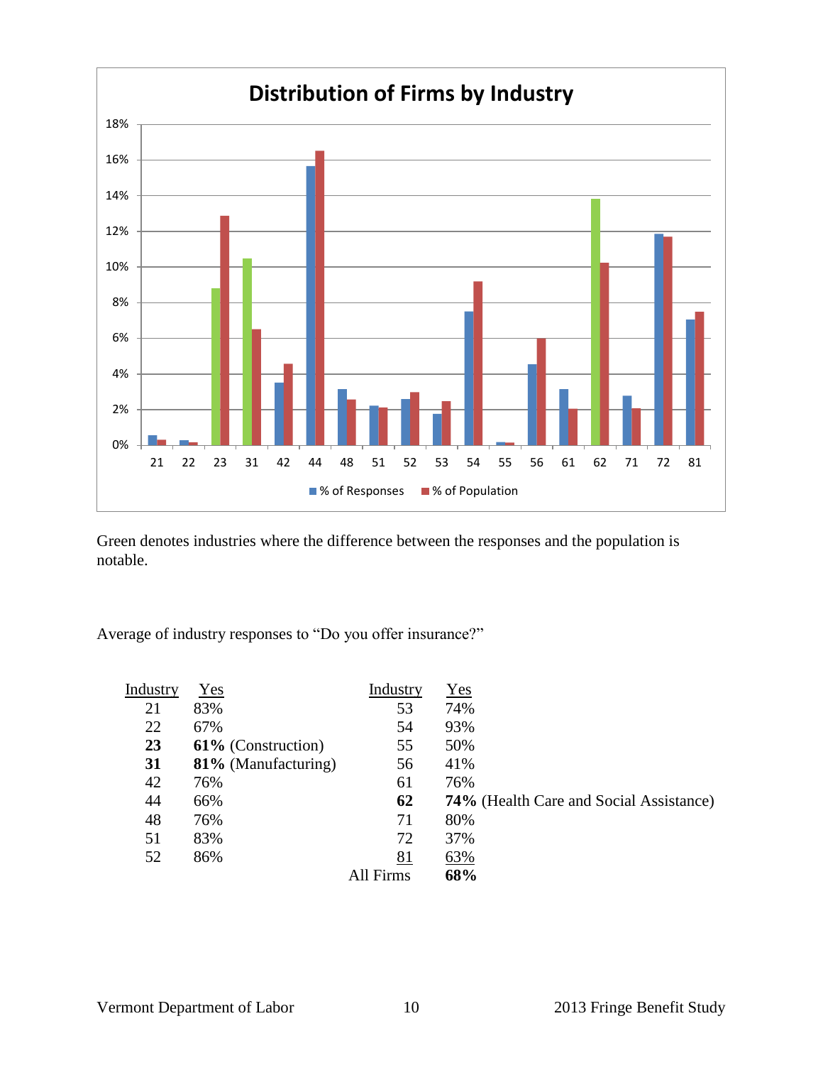Distribution of Firms by Industry

18%
16%
14%
12%
10%
8%
6%
4%
2%
0%

21 22 23 31 42 44 48 51 52 53 54 55 56 61 62 71 72 81

% of Responses   % of Population

Green denotes industries where the difference between the responses and the population is notable.

Average of industry responses to "Do you offer insurance?"

| Industry | Yes | Industry | Yes |
|---|---|---|---|
| 21 | 83% | 53 | 74% |
| 22 | 67% | 54 | 93% |
| **23** | **61%** (Construction) | 55 | 50% |
| **31** | **81%** (Manufacturing) | 56 | 41% |
| 42 | 76% | 61 | 76% |
| 44 | 66% | **62** | **74%** (Health Care and Social Assistance) |
| 48 | 76% | 71 | 80% |
| 51 | 83% | 72 | 37% |
| 52 | 86% | 81 | 63% |
| | | All Firms | **68%** |